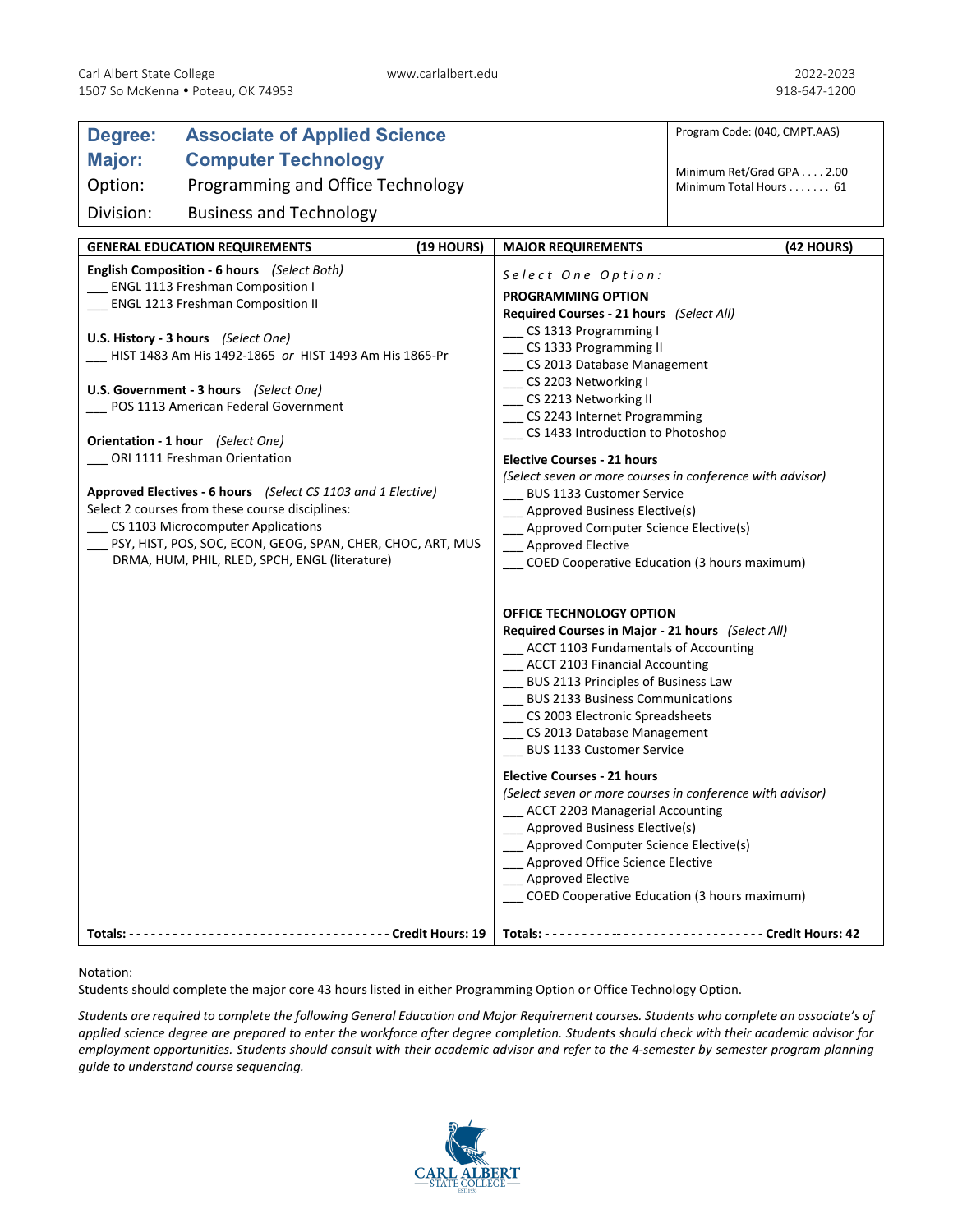Carl Albert State College
1507 So McKenna • Poteau, OK 74953

www.carlalbert.edu

2022-2023
918-647-1200

**Degree:** **Associate of Applied Science**
**Major:** **Computer Technology**
Option: Programming and Office Technology
Division: Business and Technology

Program Code: (040, CMPT.AAS)

Minimum Ret/Grad GPA . . . . 2.00
Minimum Total Hours . . . . . . . 61

## GENERAL EDUCATION REQUIREMENTS (19 HOURS)

**English Composition - 6 hours** *(Select Both)*
___ ENGL 1113 Freshman Composition I
___ ENGL 1213 Freshman Composition II

**U.S. History - 3 hours** *(Select One)*
___ HIST 1483 Am His 1492-1865 *or* HIST 1493 Am His 1865-Pr

**U.S. Government - 3 hours** *(Select One)*
___ POS 1113 American Federal Government

**Orientation - 1 hour** *(Select One)*
___ ORI 1111 Freshman Orientation

**Approved Electives - 6 hours** *(Select CS 1103 and 1 Elective)*
Select 2 courses from these course disciplines:
___ CS 1103 Microcomputer Applications
___ PSY, HIST, POS, SOC, ECON, GEOG, SPAN, CHER, CHOC, ART, MUS DRMA, HUM, PHIL, RLED, SPCH, ENGL (literature)

**Totals: ---------------------------------- Credit Hours: 19**

## MAJOR REQUIREMENTS (42 HOURS)

*Select One Option:*

**PROGRAMMING OPTION**

**Required Courses - 21 hours** *(Select All)*
___ CS 1313 Programming I
___ CS 1333 Programming II
___ CS 2013 Database Management
___ CS 2203 Networking I
___ CS 2213 Networking II
___ CS 2243 Internet Programming
___ CS 1433 Introduction to Photoshop

**Elective Courses - 21 hours**
*(Select seven or more courses in conference with advisor)*
___ BUS 1133 Customer Service
___ Approved Business Elective(s)
___ Approved Computer Science Elective(s)
___ Approved Elective
___ COED Cooperative Education (3 hours maximum)

**OFFICE TECHNOLOGY OPTION**

**Required Courses in Major - 21 hours** *(Select All)*
___ ACCT 1103 Fundamentals of Accounting
___ ACCT 2103 Financial Accounting
___ BUS 2113 Principles of Business Law
___ BUS 2133 Business Communications
___ CS 2003 Electronic Spreadsheets
___ CS 2013 Database Management
___ BUS 1133 Customer Service

**Elective Courses - 21 hours**
*(Select seven or more courses in conference with advisor)*
___ ACCT 2203 Managerial Accounting
___ Approved Business Elective(s)
___ Approved Computer Science Elective(s)
___ Approved Office Science Elective
___ Approved Elective
___ COED Cooperative Education (3 hours maximum)

**Totals: ---------------------------------- Credit Hours: 42**

Notation:
Students should complete the major core 43 hours listed in either Programming Option or Office Technology Option.

*Students are required to complete the following General Education and Major Requirement courses. Students who complete an associate's of applied science degree are prepared to enter the workforce after degree completion. Students should check with their academic advisor for employment opportunities. Students should consult with their academic advisor and refer to the 4-semester by semester program planning guide to understand course sequencing.*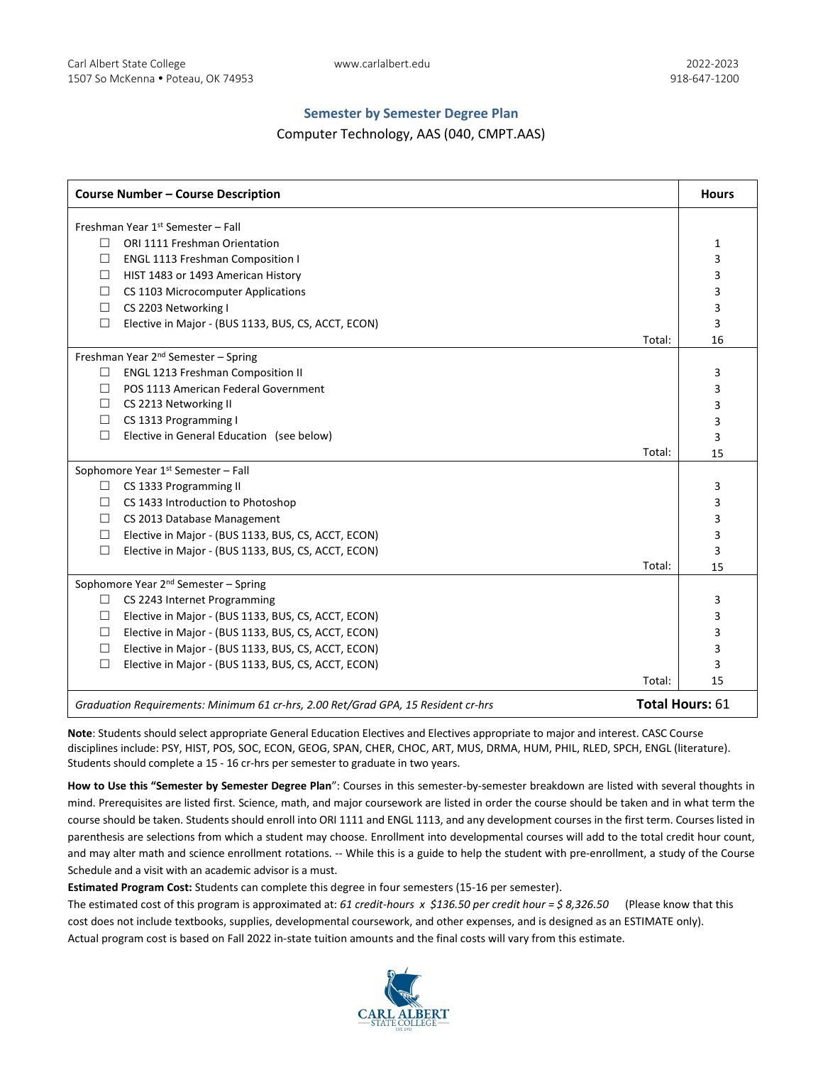Carl Albert State College
1507 So McKenna • Poteau, OK 74953

www.carlalbert.edu

2022-2023
918-647-1200

## Semester by Semester Degree Plan

Computer Technology, AAS (040, CMPT.AAS)

| Course Number – Course Description | Hours |
|---|---|
| Freshman Year 1st Semester – Fall | |
| ☐ ORI 1111 Freshman Orientation | 1 |
| ☐ ENGL 1113 Freshman Composition I | 3 |
| ☐ HIST 1483 or 1493 American History | 3 |
| ☐ CS 1103 Microcomputer Applications | 3 |
| ☐ CS 2203 Networking I | 3 |
| ☐ Elective in Major - (BUS 1133, BUS, CS, ACCT, ECON) | 3 |
| Total: | 16 |
| Freshman Year 2nd Semester – Spring | |
| ☐ ENGL 1213 Freshman Composition II | 3 |
| ☐ POS 1113 American Federal Government | 3 |
| ☐ CS 2213 Networking II | 3 |
| ☐ CS 1313 Programming I | 3 |
| ☐ Elective in General Education (see below) | 3 |
| Total: | 15 |
| Sophomore Year 1st Semester – Fall | |
| ☐ CS 1333 Programming II | 3 |
| ☐ CS 1433 Introduction to Photoshop | 3 |
| ☐ CS 2013 Database Management | 3 |
| ☐ Elective in Major - (BUS 1133, BUS, CS, ACCT, ECON) | 3 |
| ☐ Elective in Major - (BUS 1133, BUS, CS, ACCT, ECON) | 3 |
| Total: | 15 |
| Sophomore Year 2nd Semester – Spring | |
| ☐ CS 2243 Internet Programming | 3 |
| ☐ Elective in Major - (BUS 1133, BUS, CS, ACCT, ECON) | 3 |
| ☐ Elective in Major - (BUS 1133, BUS, CS, ACCT, ECON) | 3 |
| ☐ Elective in Major - (BUS 1133, BUS, CS, ACCT, ECON) | 3 |
| ☐ Elective in Major - (BUS 1133, BUS, CS, ACCT, ECON) | 3 |
| Total: | 15 |
| *Graduation Requirements: Minimum 61 cr-hrs, 2.00 Ret/Grad GPA, 15 Resident cr-hrs* | **Total Hours:** 61 |

**Note**: Students should select appropriate General Education Electives and Electives appropriate to major and interest. CASC Course disciplines include: PSY, HIST, POS, SOC, ECON, GEOG, SPAN, CHER, CHOC, ART, MUS, DRMA, HUM, PHIL, RLED, SPCH, ENGL (literature). Students should complete a 15 - 16 cr-hrs per semester to graduate in two years.

**How to Use this "Semester by Semester Degree Plan"**: Courses in this semester-by-semester breakdown are listed with several thoughts in mind. Prerequisites are listed first. Science, math, and major coursework are listed in order the course should be taken and in what term the course should be taken. Students should enroll into ORI 1111 and ENGL 1113, and any development courses in the first term. Courses listed in parenthesis are selections from which a student may choose. Enrollment into developmental courses will add to the total credit hour count, and may alter math and science enrollment rotations. -- While this is a guide to help the student with pre-enrollment, a study of the Course Schedule and a visit with an academic advisor is a must.

**Estimated Program Cost:** Students can complete this degree in four semesters (15-16 per semester).
The estimated cost of this program is approximated at: *61 credit-hours x $136.50 per credit hour = $ 8,326.50* (Please know that this cost does not include textbooks, supplies, developmental coursework, and other expenses, and is designed as an ESTIMATE only).
Actual program cost is based on Fall 2022 in-state tuition amounts and the final costs will vary from this estimate.

CARL ALBERT STATE COLLEGE
EST. 1933